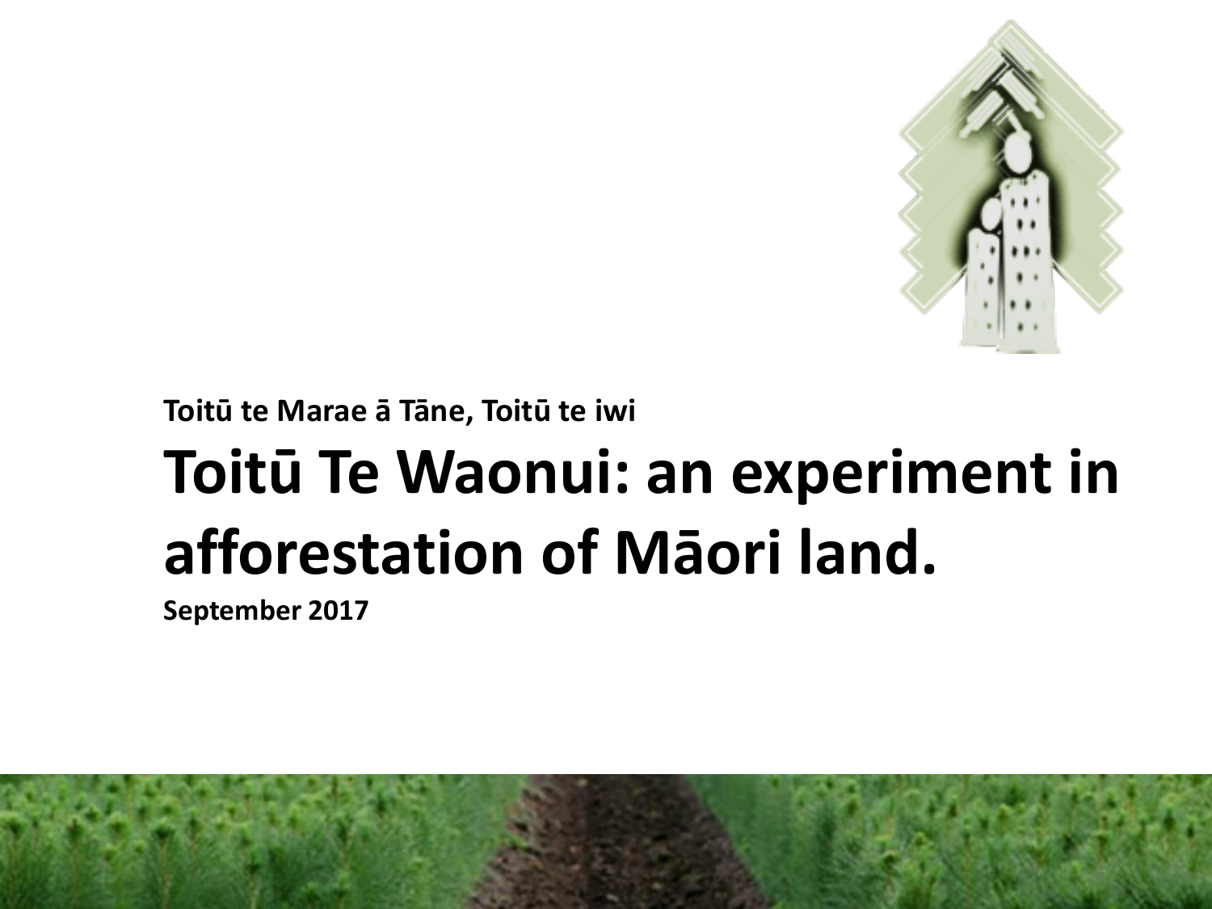**Toitū te Marae ā Tāne, Toitū te iwi**

# Toitū Te Waonui: an experiment in afforestation of Māori land.

**September 2017**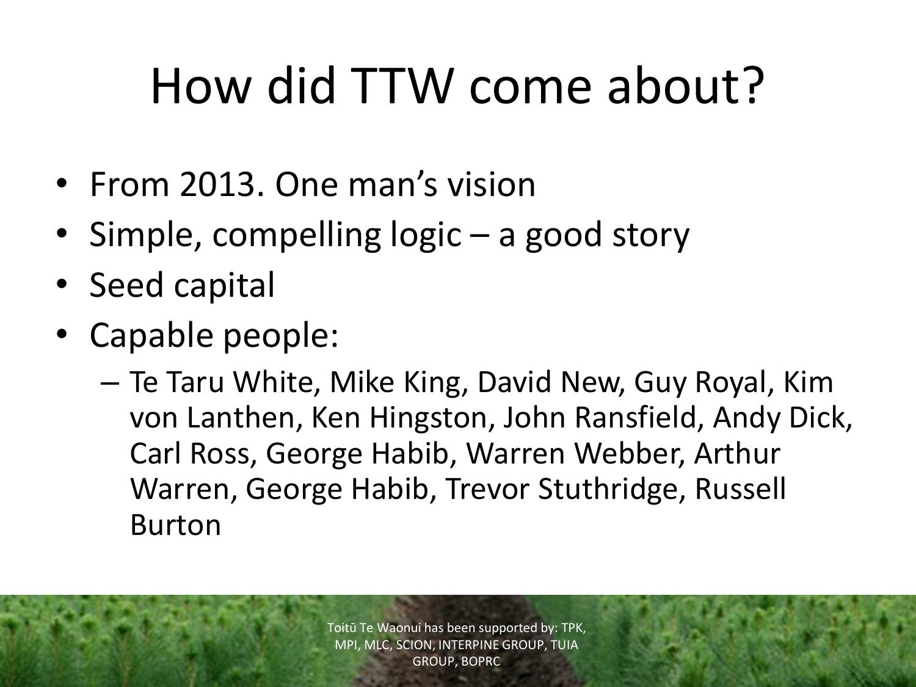# How did TTW come about?

- From 2013. One man's vision
- Simple, compelling logic – a good story
- Seed capital
- Capable people:
  - Te Taru White, Mike King, David New, Guy Royal, Kim von Lanthen, Ken Hingston, John Ransfield, Andy Dick, Carl Ross, George Habib, Warren Webber, Arthur Warren, George Habib, Trevor Stuthridge, Russell Burton

Toitū Te Waonui has been supported by: TPK, MPI, MLC, SCION, INTERPINE GROUP, TUIA GROUP, BOPRC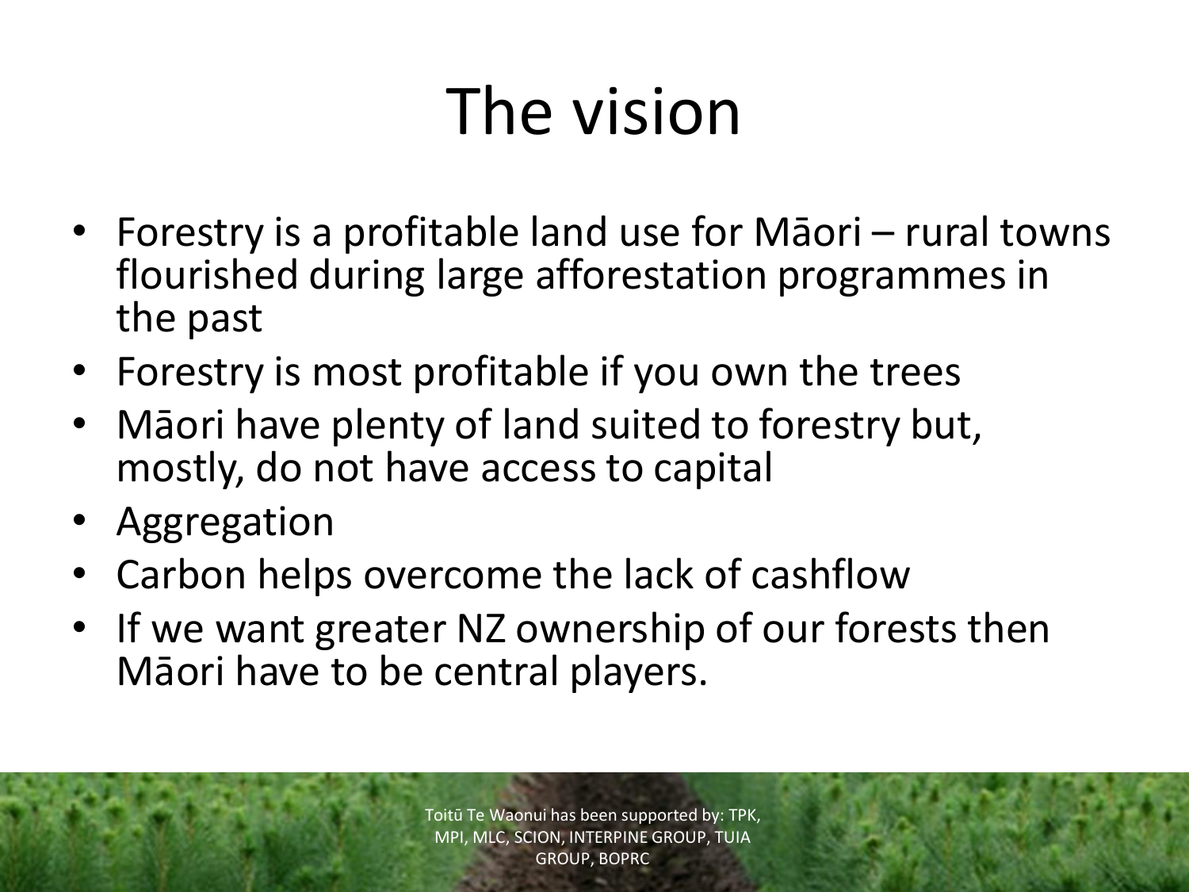# The vision

- Forestry is a profitable land use for Māori – rural towns flourished during large afforestation programmes in the past
- Forestry is most profitable if you own the trees
- Māori have plenty of land suited to forestry but, mostly, do not have access to capital
- Aggregation
- Carbon helps overcome the lack of cashflow
- If we want greater NZ ownership of our forests then Māori have to be central players.

Toitū Te Waonui has been supported by: TPK, MPI, MLC, SCION, INTERPINE GROUP, TUIA GROUP, BOPRC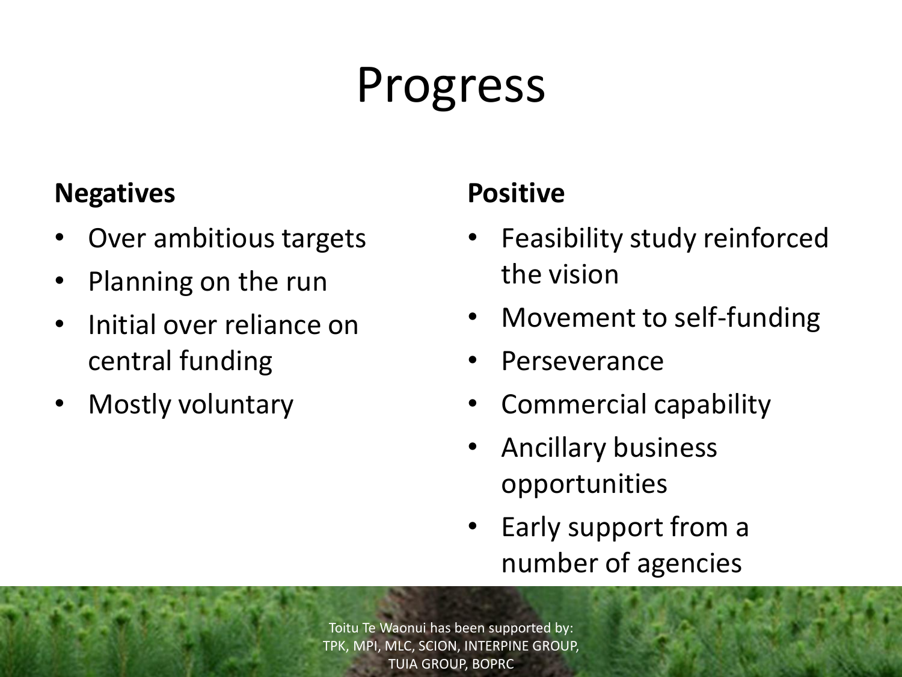# Progress

**Negatives**

- Over ambitious targets
- Planning on the run
- Initial over reliance on central funding
- Mostly voluntary

**Positive**

- Feasibility study reinforced the vision
- Movement to self-funding
- Perseverance
- Commercial capability
- Ancillary business opportunities
- Early support from a number of agencies

Toitu Te Waonui has been supported by: TPK, MPI, MLC, SCION, INTERPINE GROUP, TUIA GROUP, BOPRC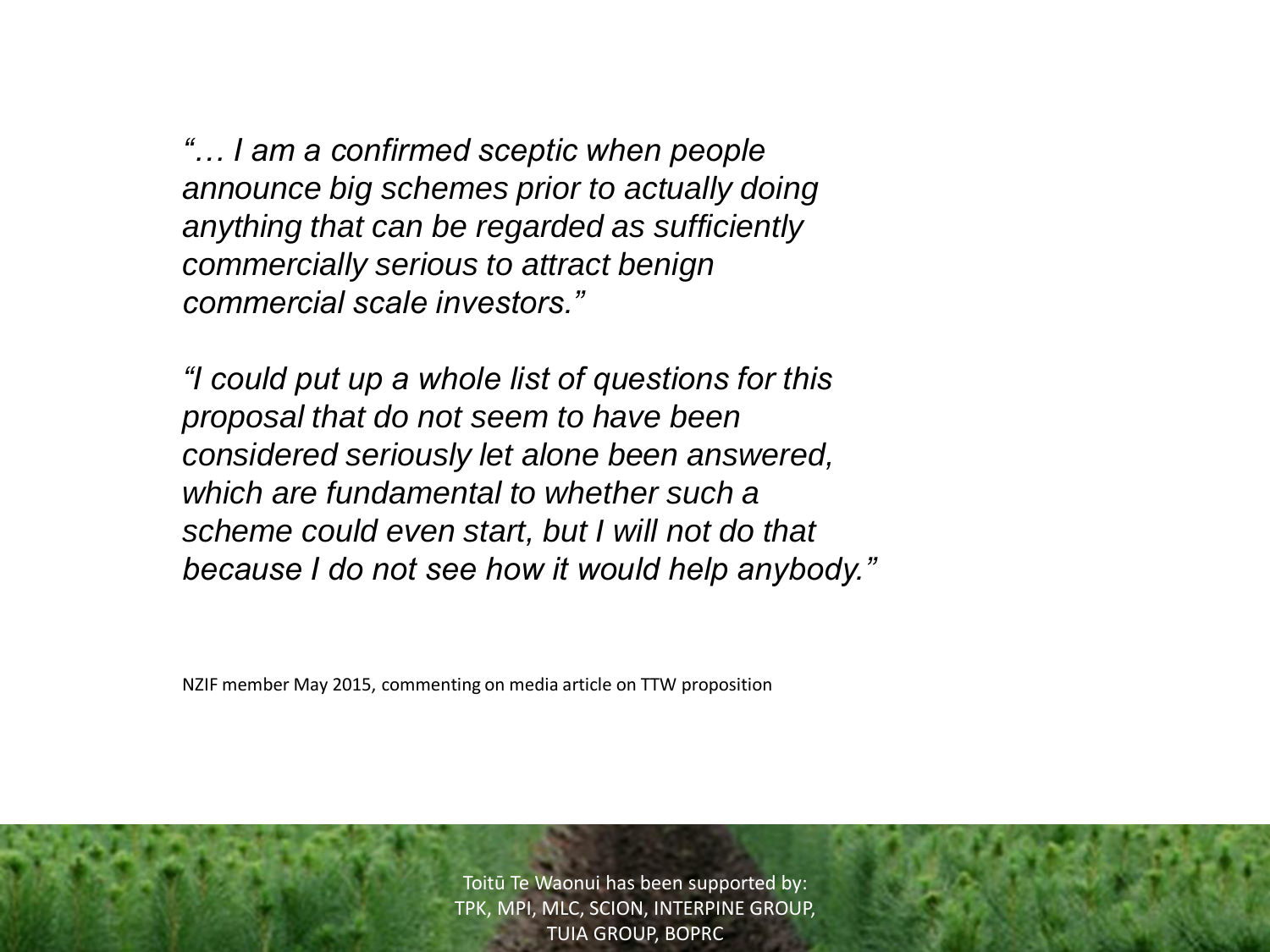*"… I am a confirmed sceptic when people announce big schemes prior to actually doing anything that can be regarded as sufficiently commercially serious to attract benign commercial scale investors."*

*"I could put up a whole list of questions for this proposal that do not seem to have been considered seriously let alone been answered, which are fundamental to whether such a scheme could even start, but I will not do that because I do not see how it would help anybody."*

NZIF member May 2015, commenting on media article on TTW proposition

Toitū Te Waonui has been supported by: TPK, MPI, MLC, SCION, INTERPINE GROUP, TUIA GROUP, BOPRC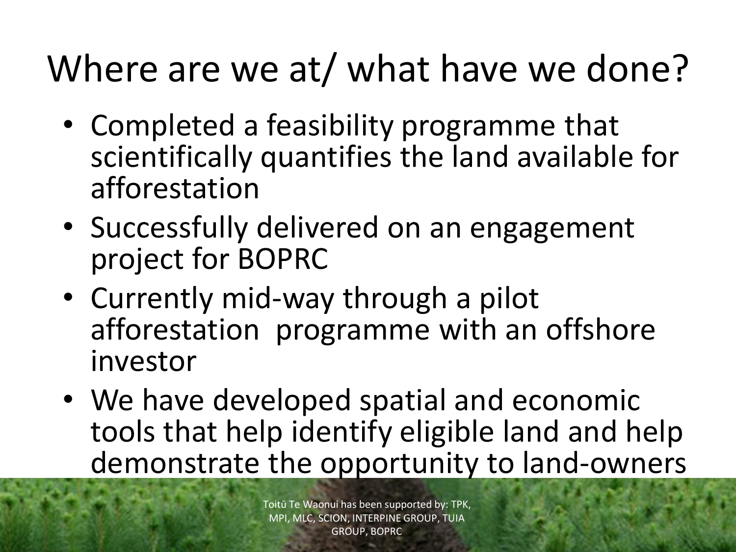# Where are we at/ what have we done?

- Completed a feasibility programme that scientifically quantifies the land available for afforestation
- Successfully delivered on an engagement project for BOPRC
- Currently mid-way through a pilot afforestation programme with an offshore investor
- We have developed spatial and economic tools that help identify eligible land and help demonstrate the opportunity to land-owners

Toitū Te Waonui has been supported by: TPK, MPI, MLC, SCION, INTERPINE GROUP, TUIA GROUP, BOPRC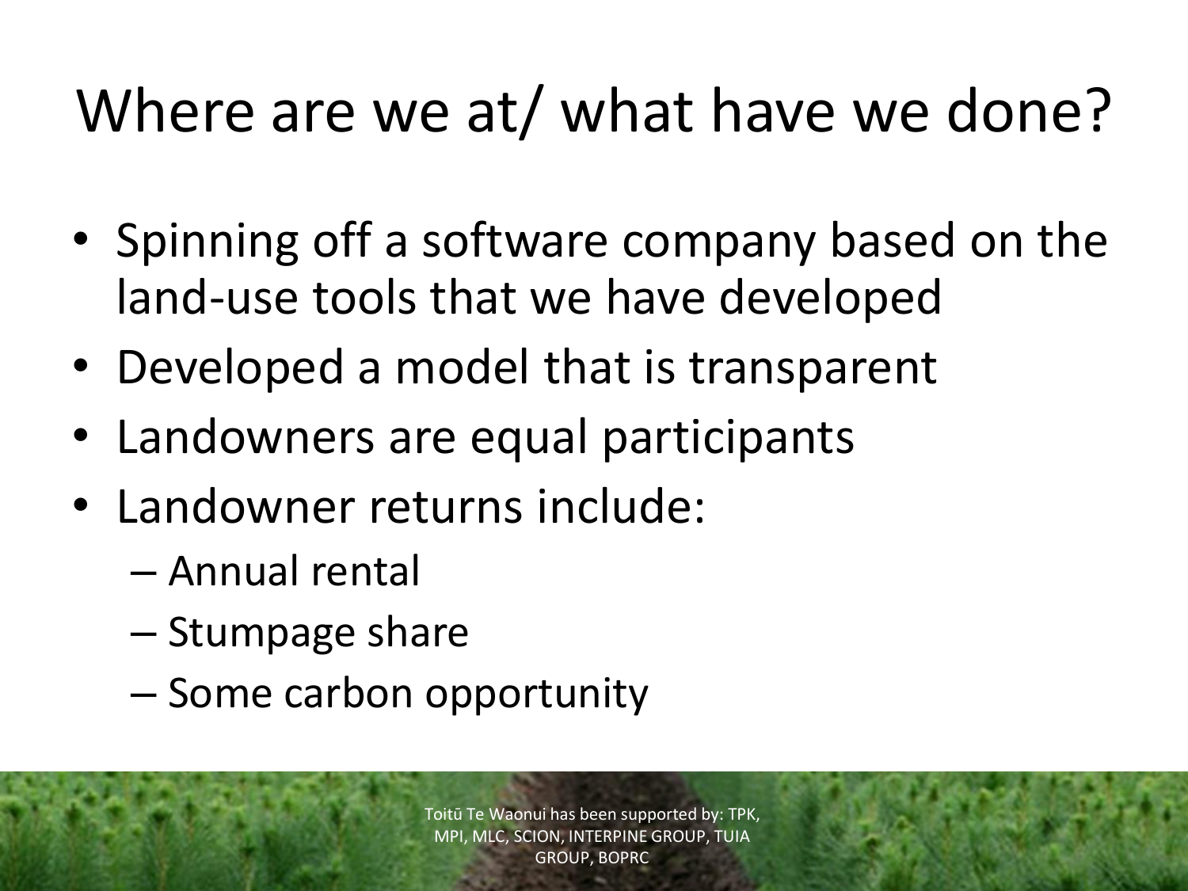# Where are we at/ what have we done?

- Spinning off a software company based on the land-use tools that we have developed
- Developed a model that is transparent
- Landowners are equal participants
- Landowner returns include:
  - Annual rental
  - Stumpage share
  - Some carbon opportunity

Toitū Te Waonui has been supported by: TPK, MPI, MLC, SCION, INTERPINE GROUP, TUIA GROUP, BOPRC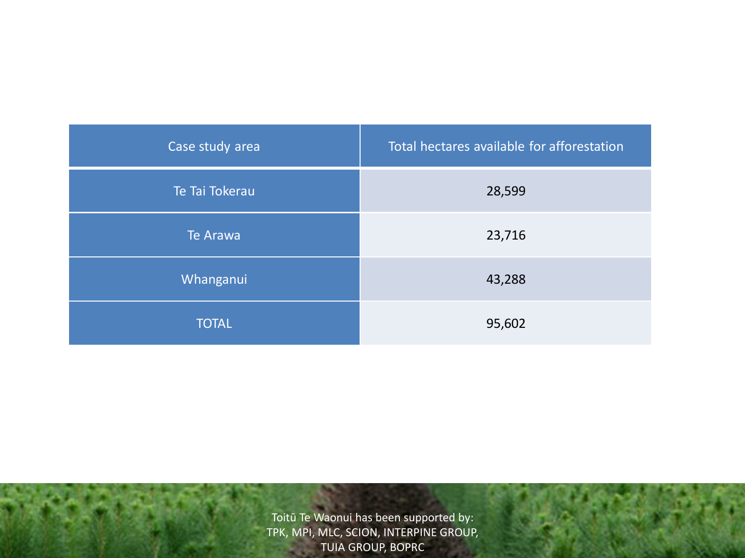| Case study area | Total hectares available for afforestation |
|---|---|
| Te Tai Tokerau | 28,599 |
| Te Arawa | 23,716 |
| Whanganui | 43,288 |
| TOTAL | 95,602 |

Toitū Te Waonui has been supported by:
TPK, MPI, MLC, SCION, INTERPINE GROUP,
TUIA GROUP, BOPRC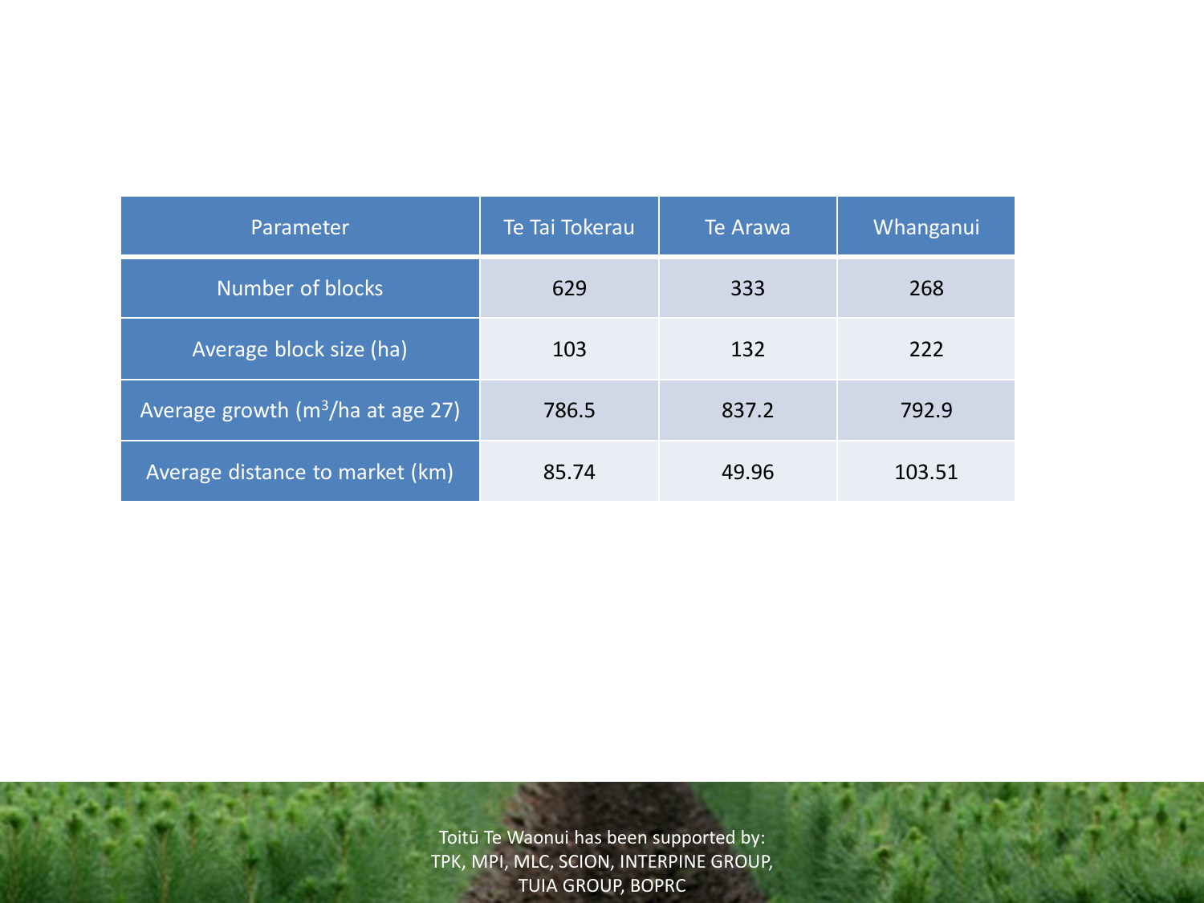| Parameter | Te Tai Tokerau | Te Arawa | Whanganui |
| --- | --- | --- | --- |
| Number of blocks | 629 | 333 | 268 |
| Average block size (ha) | 103 | 132 | 222 |
| Average growth ($m^3$/ha at age 27) | 786.5 | 837.2 | 792.9 |
| Average distance to market (km) | 85.74 | 49.96 | 103.51 |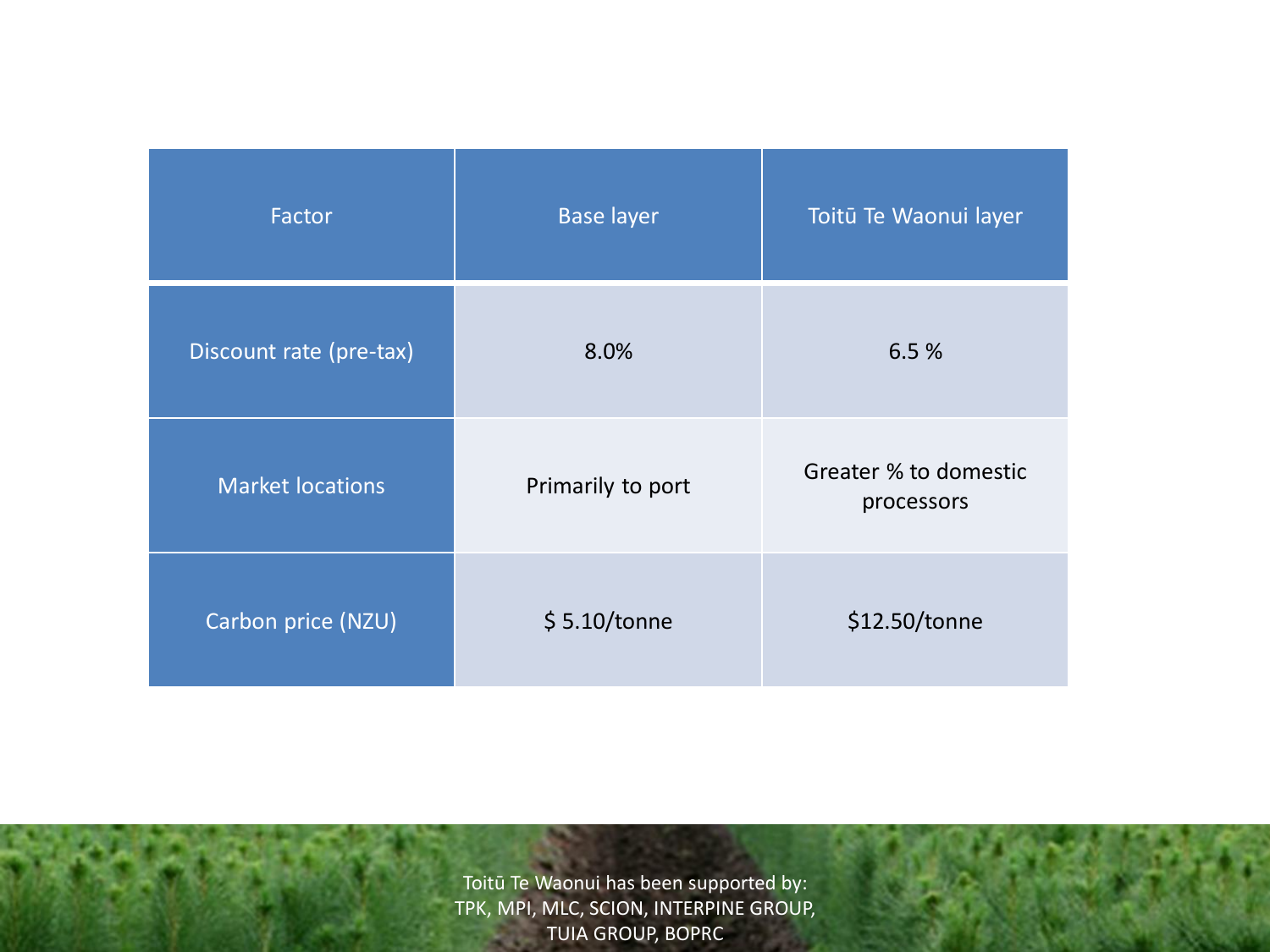| Factor | Base layer | Toitū Te Waonui layer |
| --- | --- | --- |
| Discount rate (pre-tax) | 8.0% | 6.5 % |
| Market locations | Primarily to port | Greater % to domestic processors |
| Carbon price (NZU) | $ 5.10/tonne | $12.50/tonne |

Toitū Te Waonui has been supported by:
TPK, MPI, MLC, SCION, INTERPINE GROUP, TUIA GROUP, BOPRC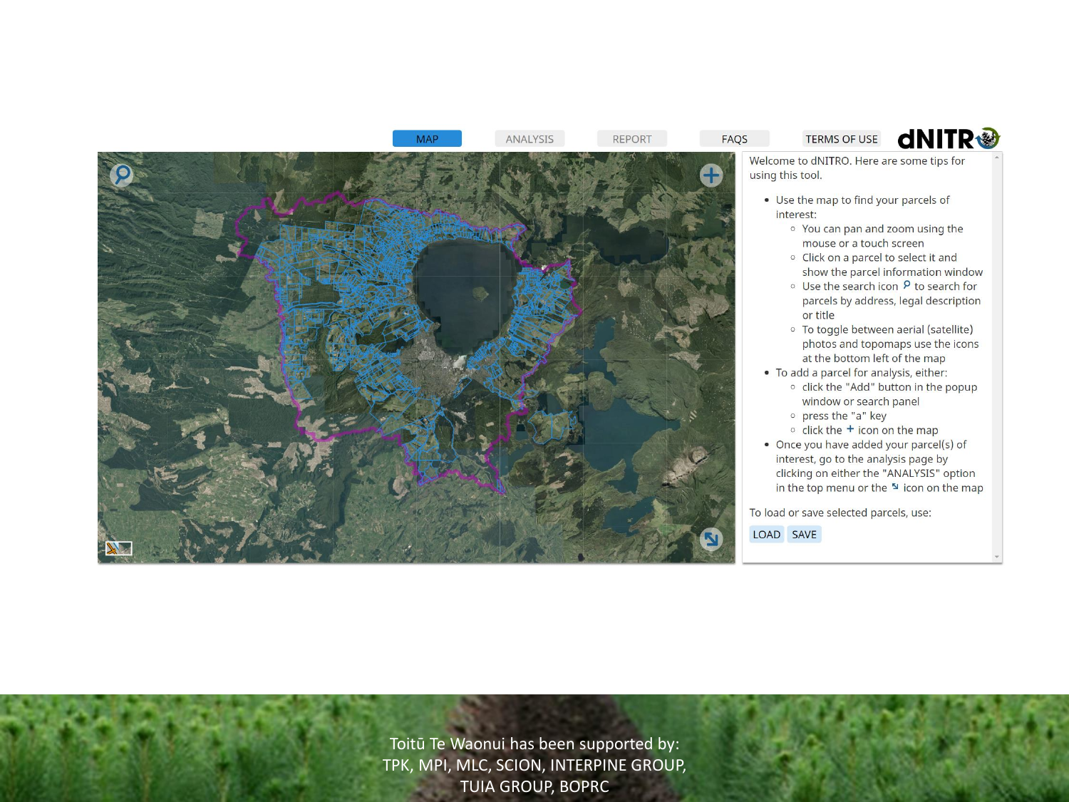MAP ANALYSIS REPORT FAQS TERMS OF USE **dNITRO**

Welcome to dNITRO. Here are some tips for using this tool.

- Use the map to find your parcels of interest:
  - You can pan and zoom using the mouse or a touch screen
  - Click on a parcel to select it and show the parcel information window
  - Use the search icon to search for parcels by address, legal description or title
  - To toggle between aerial (satellite) photos and topomaps use the icons at the bottom left of the map
- To add a parcel for analysis, either:
  - click the "Add" button in the popup window or search panel
  - press the "a" key
  - click the + icon on the map
- Once you have added your parcel(s) of interest, go to the analysis page by clicking on either the "ANALYSIS" option in the top menu or the icon on the map

To load or save selected parcels, use:

LOAD SAVE

Toitū Te Waonui has been supported by:
TPK, MPI, MLC, SCION, INTERPINE GROUP,
TUIA GROUP, BOPRC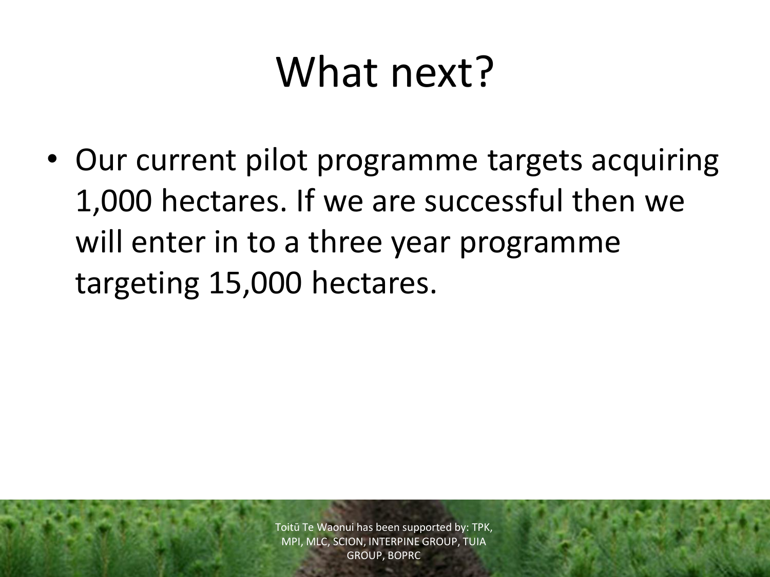# What next?

- Our current pilot programme targets acquiring 1,000 hectares. If we are successful then we will enter in to a three year programme targeting 15,000 hectares.

Toitū Te Waonui has been supported by: TPK, MPI, MLC, SCION, INTERPINE GROUP, TUIA GROUP, BOPRC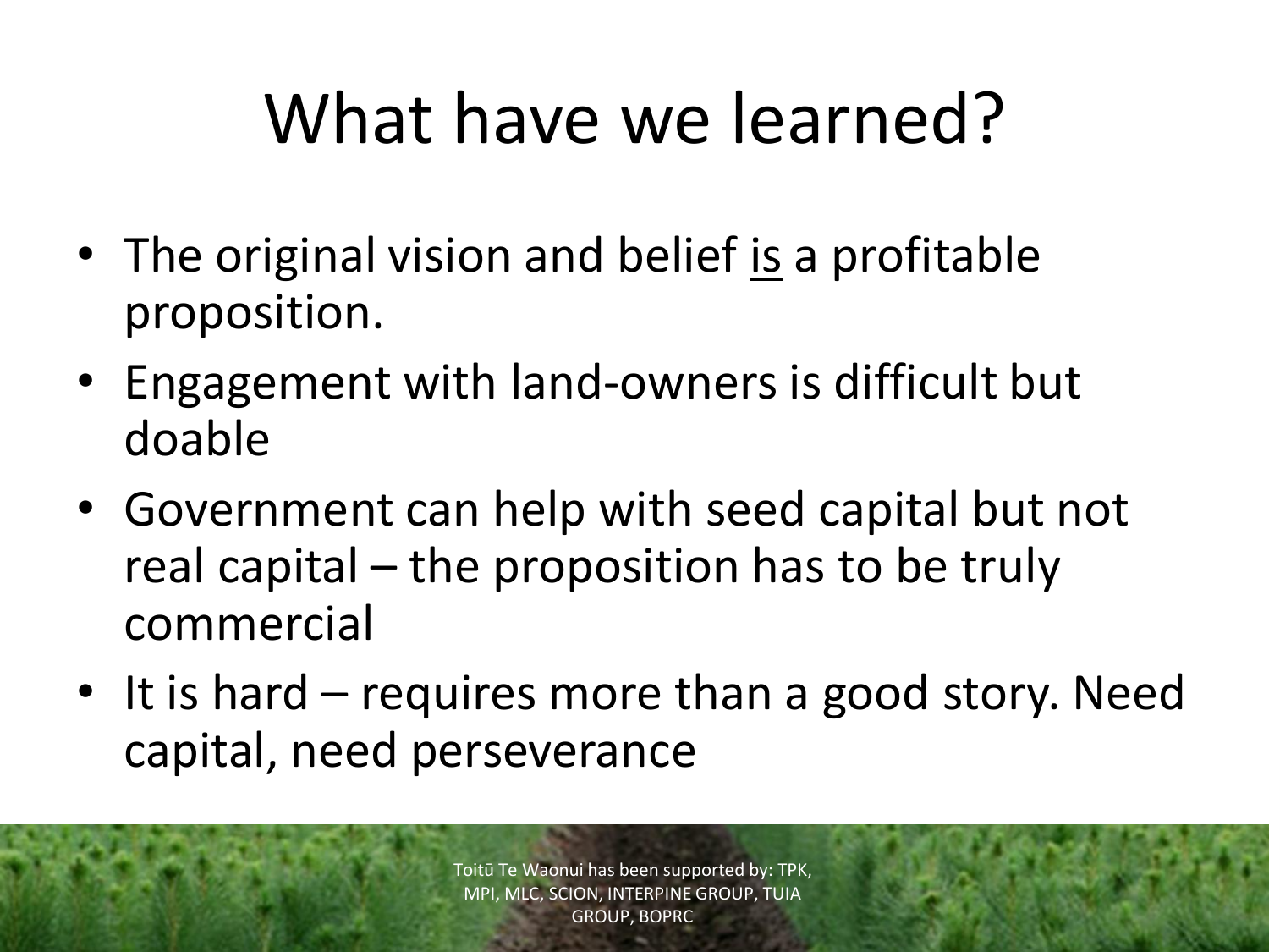# What have we learned?

- The original vision and belief <u>is</u> a profitable proposition.
- Engagement with land-owners is difficult but doable
- Government can help with seed capital but not real capital – the proposition has to be truly commercial
- It is hard – requires more than a good story. Need capital, need perseverance

Toitū Te Waonui has been supported by: TPK, MPI, MLC, SCION, INTERPINE GROUP, TUIA GROUP, BOPRC